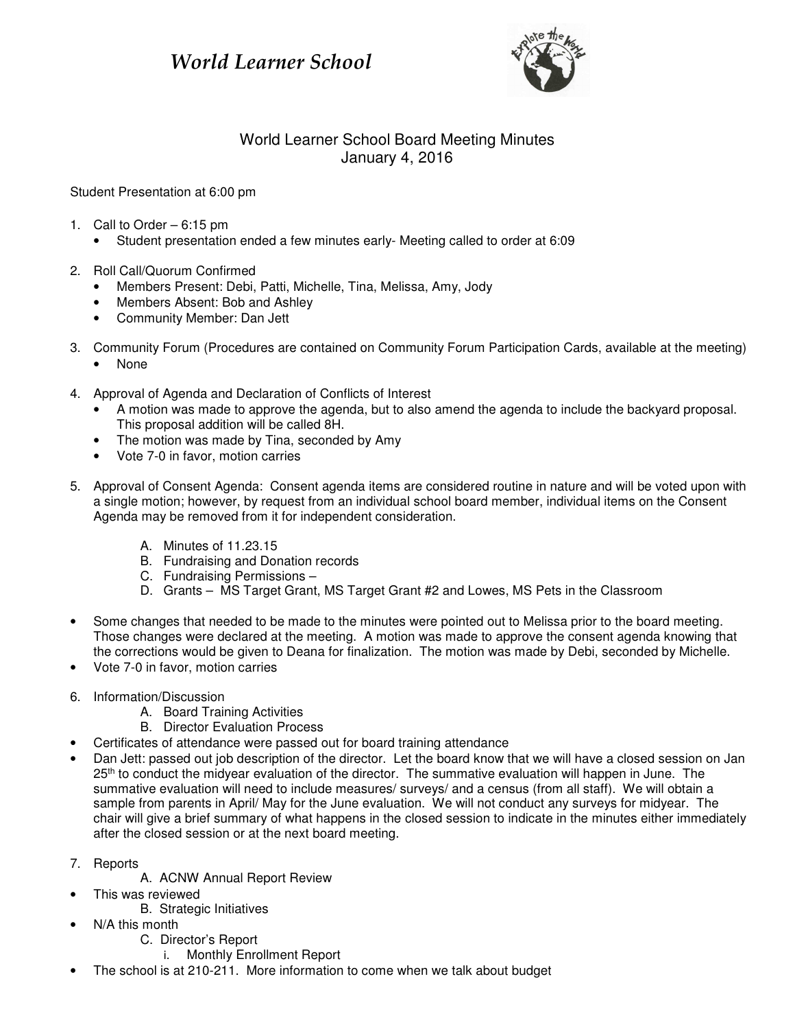# *World Learner School*

World Learner School Board Meeting Minutes
January 4, 2016

Student Presentation at 6:00 pm

1. Call to Order – 6:15 pm
   - Student presentation ended a few minutes early- Meeting called to order at 6:09

2. Roll Call/Quorum Confirmed
   - Members Present: Debi, Patti, Michelle, Tina, Melissa, Amy, Jody
   - Members Absent: Bob and Ashley
   - Community Member: Dan Jett

3. Community Forum (Procedures are contained on Community Forum Participation Cards, available at the meeting)
   - None

4. Approval of Agenda and Declaration of Conflicts of Interest
   - A motion was made to approve the agenda, but to also amend the agenda to include the backyard proposal. This proposal addition will be called 8H.
   - The motion was made by Tina, seconded by Amy
   - Vote 7-0 in favor, motion carries

5. Approval of Consent Agenda: Consent agenda items are considered routine in nature and will be voted upon with a single motion; however, by request from an individual school board member, individual items on the Consent Agenda may be removed from it for independent consideration.

   A. Minutes of 11.23.15
   B. Fundraising and Donation records
   C. Fundraising Permissions –
   D. Grants – MS Target Grant, MS Target Grant #2 and Lowes, MS Pets in the Classroom

- Some changes that needed to be made to the minutes were pointed out to Melissa prior to the board meeting. Those changes were declared at the meeting. A motion was made to approve the consent agenda knowing that the corrections would be given to Deana for finalization. The motion was made by Debi, seconded by Michelle.
- Vote 7-0 in favor, motion carries

6. Information/Discussion
   A. Board Training Activities
   B. Director Evaluation Process

- Certificates of attendance were passed out for board training attendance
- Dan Jett: passed out job description of the director. Let the board know that we will have a closed session on Jan 25th to conduct the midyear evaluation of the director. The summative evaluation will happen in June. The summative evaluation will need to include measures/ surveys/ and a census (from all staff). We will obtain a sample from parents in April/ May for the June evaluation. We will not conduct any surveys for midyear. The chair will give a brief summary of what happens in the closed session to indicate in the minutes either immediately after the closed session or at the next board meeting.

7. Reports
   A. ACNW Annual Report Review
- This was reviewed
   B. Strategic Initiatives
- N/A this month
   C. Director's Report
      i. Monthly Enrollment Report
- The school is at 210-211. More information to come when we talk about budget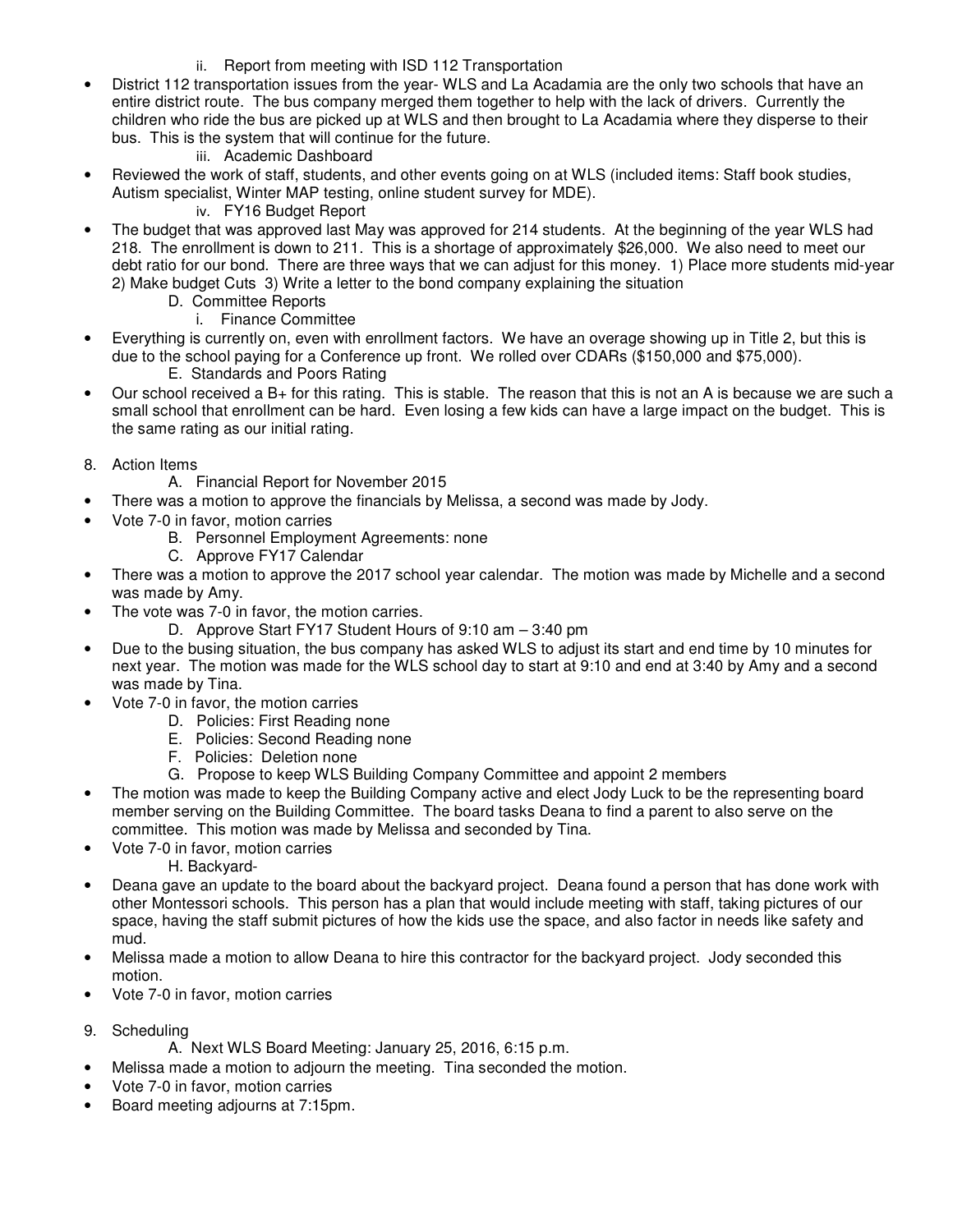ii. Report from meeting with ISD 112 Transportation

- District 112 transportation issues from the year- WLS and La Acadamia are the only two schools that have an entire district route. The bus company merged them together to help with the lack of drivers. Currently the children who ride the bus are picked up at WLS and then brought to La Acadamia where they disperse to their bus. This is the system that will continue for the future.

iii. Academic Dashboard

- Reviewed the work of staff, students, and other events going on at WLS (included items: Staff book studies, Autism specialist, Winter MAP testing, online student survey for MDE).

iv. FY16 Budget Report

- The budget that was approved last May was approved for 214 students. At the beginning of the year WLS had 218. The enrollment is down to 211. This is a shortage of approximately $26,000. We also need to meet our debt ratio for our bond. There are three ways that we can adjust for this money. 1) Place more students mid-year 2) Make budget Cuts 3) Write a letter to the bond company explaining the situation

D. Committee Reports

i. Finance Committee

- Everything is currently on, even with enrollment factors. We have an overage showing up in Title 2, but this is due to the school paying for a Conference up front. We rolled over CDARs ($150,000 and $75,000).

E. Standards and Poors Rating

- Our school received a B+ for this rating. This is stable. The reason that this is not an A is because we are such a small school that enrollment can be hard. Even losing a few kids can have a large impact on the budget. This is the same rating as our initial rating.

8. Action Items

A. Financial Report for November 2015

- There was a motion to approve the financials by Melissa, a second was made by Jody.
- Vote 7-0 in favor, motion carries

B. Personnel Employment Agreements: none

C. Approve FY17 Calendar

- There was a motion to approve the 2017 school year calendar. The motion was made by Michelle and a second was made by Amy.
- The vote was 7-0 in favor, the motion carries.

D. Approve Start FY17 Student Hours of 9:10 am – 3:40 pm

- Due to the busing situation, the bus company has asked WLS to adjust its start and end time by 10 minutes for next year. The motion was made for the WLS school day to start at 9:10 and end at 3:40 by Amy and a second was made by Tina.
- Vote 7-0 in favor, the motion carries

D. Policies: First Reading none

E. Policies: Second Reading none

F. Policies: Deletion none

G. Propose to keep WLS Building Company Committee and appoint 2 members

- The motion was made to keep the Building Company active and elect Jody Luck to be the representing board member serving on the Building Committee. The board tasks Deana to find a parent to also serve on the committee. This motion was made by Melissa and seconded by Tina.
- Vote 7-0 in favor, motion carries

H. Backyard-

- Deana gave an update to the board about the backyard project. Deana found a person that has done work with other Montessori schools. This person has a plan that would include meeting with staff, taking pictures of our space, having the staff submit pictures of how the kids use the space, and also factor in needs like safety and mud.
- Melissa made a motion to allow Deana to hire this contractor for the backyard project. Jody seconded this motion.
- Vote 7-0 in favor, motion carries

9. Scheduling

A. Next WLS Board Meeting: January 25, 2016, 6:15 p.m.

- Melissa made a motion to adjourn the meeting. Tina seconded the motion.
- Vote 7-0 in favor, motion carries
- Board meeting adjourns at 7:15pm.